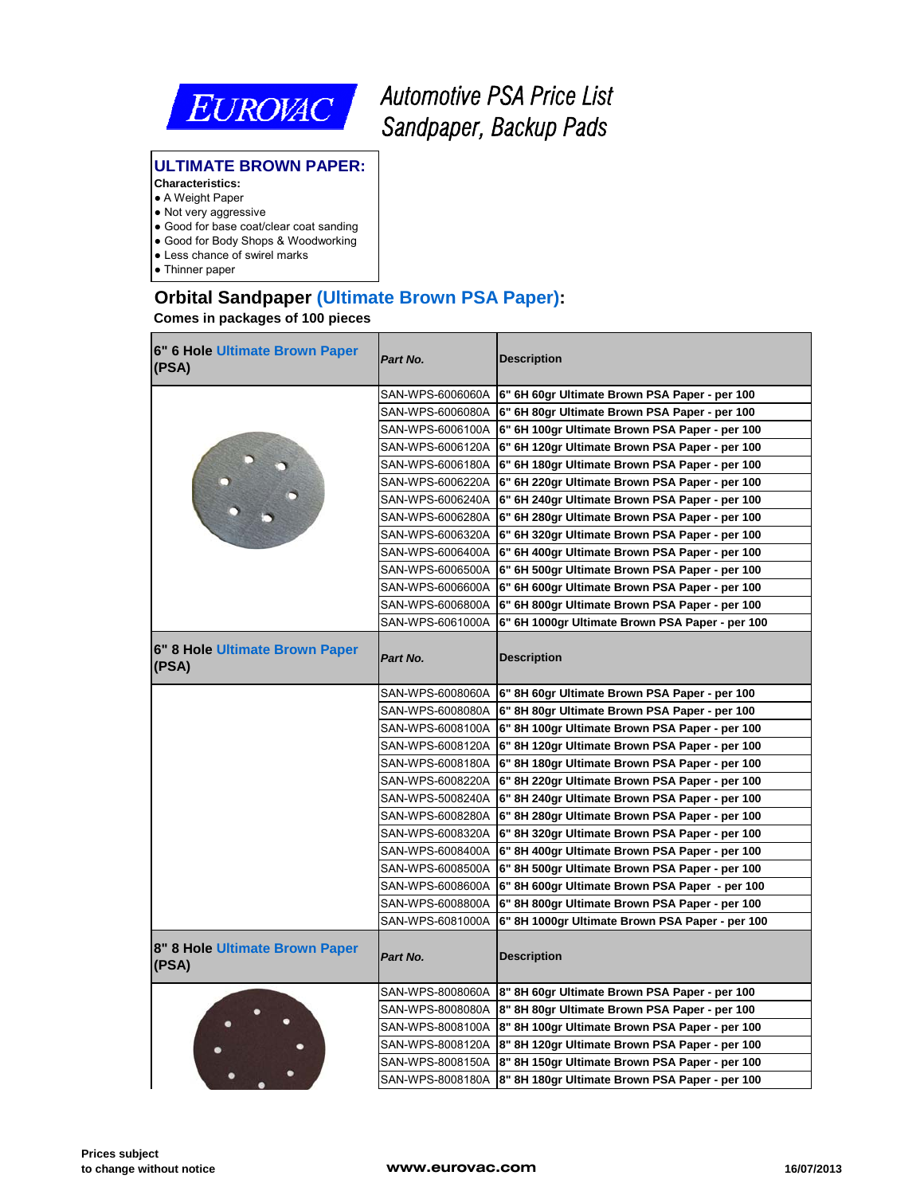# Automotive PSA Price List
## Sandpaper, Backup Pads

### ULTIMATE BROWN PAPER:

**Characteristics:**

- A Weight Paper
- Not very aggressive
- Good for base coat/clear coat sanding
- Good for Body Shops & Woodworking
- Less chance of swirel marks
- Thinner paper

## Orbital Sandpaper (Ultimate Brown PSA Paper):

**Comes in packages of 100 pieces**

| 6" 6 Hole Ultimate Brown Paper (PSA) | *Part No.* | Description |
|---|---|---|
| | SAN-WPS-6006060A | 6" 6H 60gr Ultimate Brown PSA Paper - per 100 |
| | SAN-WPS-6006080A | 6" 6H 80gr Ultimate Brown PSA Paper - per 100 |
| | SAN-WPS-6006100A | 6" 6H 100gr Ultimate Brown PSA Paper - per 100 |
| | SAN-WPS-6006120A | 6" 6H 120gr Ultimate Brown PSA Paper - per 100 |
| | SAN-WPS-6006180A | 6" 6H 180gr Ultimate Brown PSA Paper - per 100 |
| | SAN-WPS-6006220A | 6" 6H 220gr Ultimate Brown PSA Paper - per 100 |
| | SAN-WPS-6006240A | 6" 6H 240gr Ultimate Brown PSA Paper - per 100 |
| | SAN-WPS-6006280A | 6" 6H 280gr Ultimate Brown PSA Paper - per 100 |
| | SAN-WPS-6006320A | 6" 6H 320gr Ultimate Brown PSA Paper - per 100 |
| | SAN-WPS-6006400A | 6" 6H 400gr Ultimate Brown PSA Paper - per 100 |
| | SAN-WPS-6006500A | 6" 6H 500gr Ultimate Brown PSA Paper - per 100 |
| | SAN-WPS-6006600A | 6" 6H 600gr Ultimate Brown PSA Paper - per 100 |
| | SAN-WPS-6006800A | 6" 6H 800gr Ultimate Brown PSA Paper - per 100 |
| | SAN-WPS-6061000A | 6" 6H 1000gr Ultimate Brown PSA Paper - per 100 |
| **6" 8 Hole Ultimate Brown Paper (PSA)** | ***Part No.*** | **Description** |
| | SAN-WPS-6008060A | 6" 8H 60gr Ultimate Brown PSA Paper - per 100 |
| | SAN-WPS-6008080A | 6" 8H 80gr Ultimate Brown PSA Paper - per 100 |
| | SAN-WPS-6008100A | 6" 8H 100gr Ultimate Brown PSA Paper - per 100 |
| | SAN-WPS-6008120A | 6" 8H 120gr Ultimate Brown PSA Paper - per 100 |
| | SAN-WPS-6008180A | 6" 8H 180gr Ultimate Brown PSA Paper - per 100 |
| | SAN-WPS-6008220A | 6" 8H 220gr Ultimate Brown PSA Paper - per 100 |
| | SAN-WPS-5008240A | 6" 8H 240gr Ultimate Brown PSA Paper - per 100 |
| | SAN-WPS-6008280A | 6" 8H 280gr Ultimate Brown PSA Paper - per 100 |
| | SAN-WPS-6008320A | 6" 8H 320gr Ultimate Brown PSA Paper - per 100 |
| | SAN-WPS-6008400A | 6" 8H 400gr Ultimate Brown PSA Paper - per 100 |
| | SAN-WPS-6008500A | 6" 8H 500gr Ultimate Brown PSA Paper - per 100 |
| | SAN-WPS-6008600A | 6" 8H 600gr Ultimate Brown PSA Paper - per 100 |
| | SAN-WPS-6008800A | 6" 8H 800gr Ultimate Brown PSA Paper - per 100 |
| | SAN-WPS-6081000A | 6" 8H 1000gr Ultimate Brown PSA Paper - per 100 |
| **8" 8 Hole Ultimate Brown Paper (PSA)** | ***Part No.*** | **Description** |
| | SAN-WPS-8008060A | 8" 8H 60gr Ultimate Brown PSA Paper - per 100 |
| | SAN-WPS-8008080A | 8" 8H 80gr Ultimate Brown PSA Paper - per 100 |
| | SAN-WPS-8008100A | 8" 8H 100gr Ultimate Brown PSA Paper - per 100 |
| | SAN-WPS-8008120A | 8" 8H 120gr Ultimate Brown PSA Paper - per 100 |
| | SAN-WPS-8008150A | 8" 8H 150gr Ultimate Brown PSA Paper - per 100 |
| | SAN-WPS-8008180A | 8" 8H 180gr Ultimate Brown PSA Paper - per 100 |

Prices subject to change without notice

www.eurovac.com

16/07/2013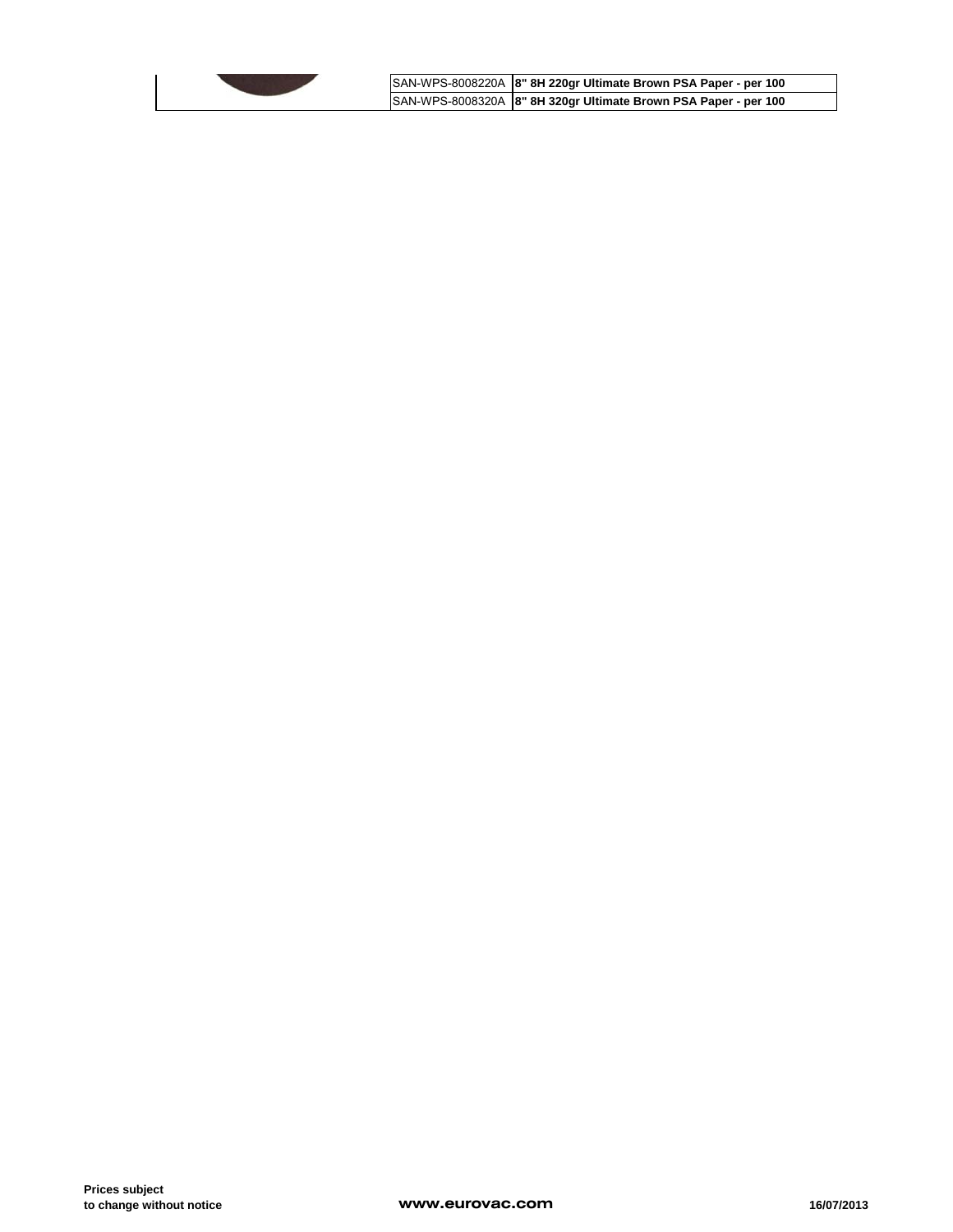| | | |
|---|---|---|
| | SAN-WPS-8008220A | **8" 8H 220gr Ultimate Brown PSA Paper - per 100** |
| | SAN-WPS-8008320A | **8" 8H 320gr Ultimate Brown PSA Paper - per 100** |

**Prices subject to change without notice**

**www.eurovac.com**

**16/07/2013**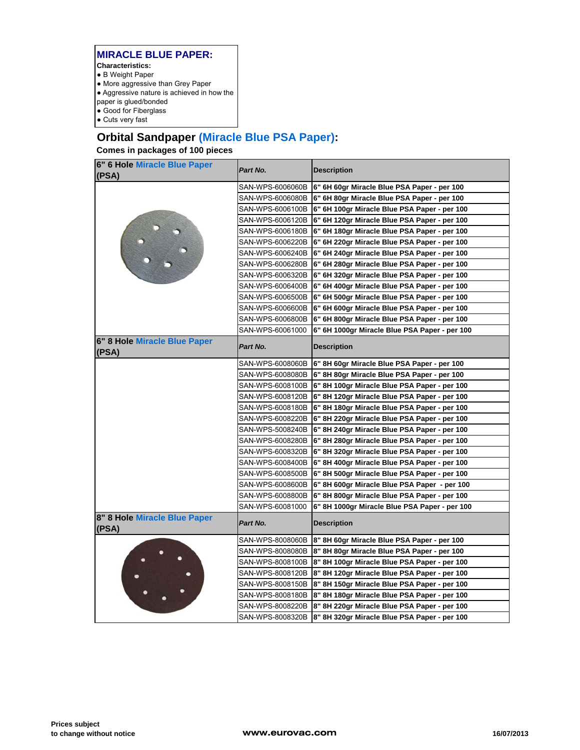## MIRACLE BLUE PAPER:

**Characteristics:**

- B Weight Paper
- More aggressive than Grey Paper
- Aggressive nature is achieved in how the paper is glued/bonded
- Good for Fiberglass
- Cuts very fast

## Orbital Sandpaper (Miracle Blue PSA Paper):

**Comes in packages of 100 pieces**

| 6" 6 Hole Miracle Blue Paper (PSA) | Part No. | Description |
|---|---|---|
| | SAN-WPS-6006060B | 6" 6H 60gr Miracle Blue PSA Paper - per 100 |
| | SAN-WPS-6006080B | 6" 6H 80gr Miracle Blue PSA Paper - per 100 |
| | SAN-WPS-6006100B | 6" 6H 100gr Miracle Blue PSA Paper - per 100 |
| | SAN-WPS-6006120B | 6" 6H 120gr Miracle Blue PSA Paper - per 100 |
| | SAN-WPS-6006180B | 6" 6H 180gr Miracle Blue PSA Paper - per 100 |
| | SAN-WPS-6006220B | 6" 6H 220gr Miracle Blue PSA Paper - per 100 |
| | SAN-WPS-6006240B | 6" 6H 240gr Miracle Blue PSA Paper - per 100 |
| | SAN-WPS-6006280B | 6" 6H 280gr Miracle Blue PSA Paper - per 100 |
| | SAN-WPS-6006320B | 6" 6H 320gr Miracle Blue PSA Paper - per 100 |
| | SAN-WPS-6006400B | 6" 6H 400gr Miracle Blue PSA Paper - per 100 |
| | SAN-WPS-6006500B | 6" 6H 500gr Miracle Blue PSA Paper - per 100 |
| | SAN-WPS-6006600B | 6" 6H 600gr Miracle Blue PSA Paper - per 100 |
| | SAN-WPS-6006800B | 6" 6H 800gr Miracle Blue PSA Paper - per 100 |
| | SAN-WPS-60061000 | 6" 6H 1000gr Miracle Blue PSA Paper - per 100 |
| **6" 8 Hole Miracle Blue Paper (PSA)** | **Part No.** | **Description** |
| | SAN-WPS-6008060B | 6" 8H 60gr Miracle Blue PSA Paper - per 100 |
| | SAN-WPS-6008080B | 6" 8H 80gr Miracle Blue PSA Paper - per 100 |
| | SAN-WPS-6008100B | 6" 8H 100gr Miracle Blue PSA Paper - per 100 |
| | SAN-WPS-6008120B | 6" 8H 120gr Miracle Blue PSA Paper - per 100 |
| | SAN-WPS-6008180B | 6" 8H 180gr Miracle Blue PSA Paper - per 100 |
| | SAN-WPS-6008220B | 6" 8H 220gr Miracle Blue PSA Paper - per 100 |
| | SAN-WPS-5008240B | 6" 8H 240gr Miracle Blue PSA Paper - per 100 |
| | SAN-WPS-6008280B | 6" 8H 280gr Miracle Blue PSA Paper - per 100 |
| | SAN-WPS-6008320B | 6" 8H 320gr Miracle Blue PSA Paper - per 100 |
| | SAN-WPS-6008400B | 6" 8H 400gr Miracle Blue PSA Paper - per 100 |
| | SAN-WPS-6008500B | 6" 8H 500gr Miracle Blue PSA Paper - per 100 |
| | SAN-WPS-6008600B | 6" 8H 600gr Miracle Blue PSA Paper - per 100 |
| | SAN-WPS-6008800B | 6" 8H 800gr Miracle Blue PSA Paper - per 100 |
| | SAN-WPS-60081000 | 6" 8H 1000gr Miracle Blue PSA Paper - per 100 |
| **8" 8 Hole Miracle Blue Paper (PSA)** | **Part No.** | **Description** |
| | SAN-WPS-8008060B | 8" 8H 60gr Miracle Blue PSA Paper - per 100 |
| | SAN-WPS-8008080B | 8" 8H 80gr Miracle Blue PSA Paper - per 100 |
| | SAN-WPS-8008100B | 8" 8H 100gr Miracle Blue PSA Paper - per 100 |
| | SAN-WPS-8008120B | 8" 8H 120gr Miracle Blue PSA Paper - per 100 |
| | SAN-WPS-8008150B | 8" 8H 150gr Miracle Blue PSA Paper - per 100 |
| | SAN-WPS-8008180B | 8" 8H 180gr Miracle Blue PSA Paper - per 100 |
| | SAN-WPS-8008220B | 8" 8H 220gr Miracle Blue PSA Paper - per 100 |
| | SAN-WPS-8008320B | 8" 8H 320gr Miracle Blue PSA Paper - per 100 |

**Prices subject to change without notice**

**www.eurovac.com**

**16/07/2013**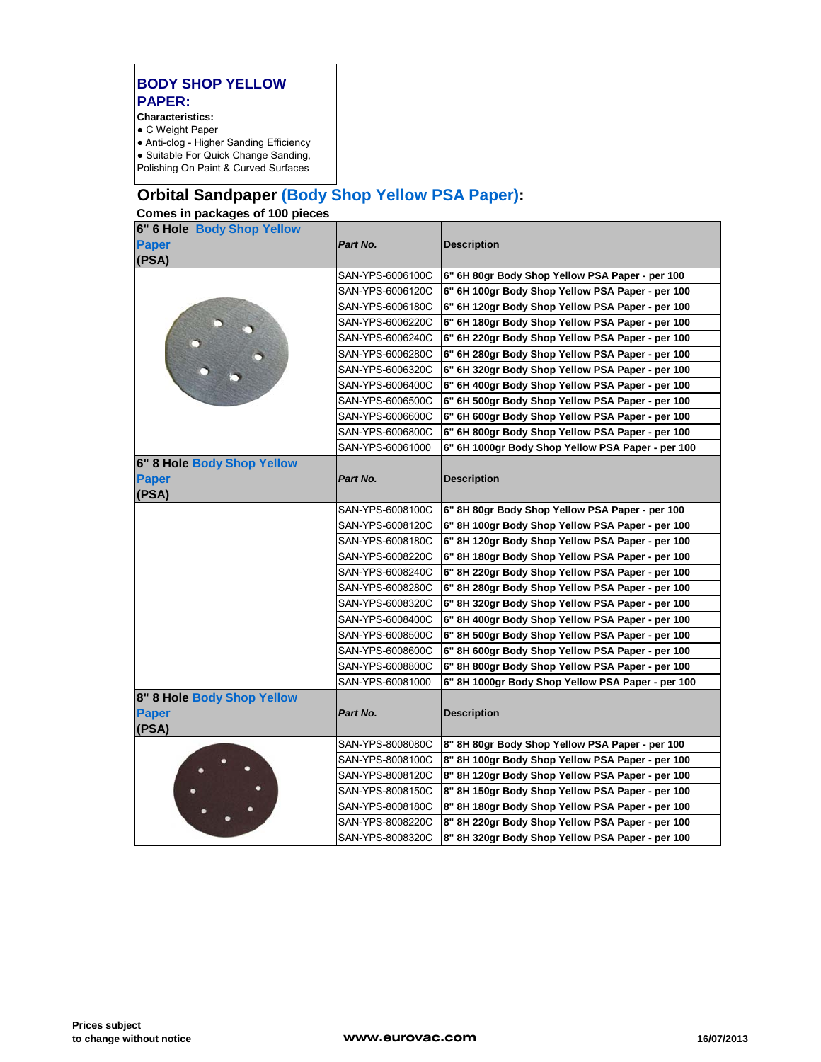## BODY SHOP YELLOW PAPER:

**Characteristics:**

- C Weight Paper
- Anti-clog - Higher Sanding Efficiency
- Suitable For Quick Change Sanding, Polishing On Paint & Curved Surfaces

## Orbital Sandpaper (Body Shop Yellow PSA Paper):

**Comes in packages of 100 pieces**

| 6" 6 Hole Body Shop Yellow Paper (PSA) | *Part No.* | **Description** |
|---|---|---|
| | SAN-YPS-6006100C | **6" 6H 80gr Body Shop Yellow PSA Paper - per 100** |
| | SAN-YPS-6006120C | **6" 6H 100gr Body Shop Yellow PSA Paper - per 100** |
| | SAN-YPS-6006180C | **6" 6H 120gr Body Shop Yellow PSA Paper - per 100** |
| | SAN-YPS-6006220C | **6" 6H 180gr Body Shop Yellow PSA Paper - per 100** |
| | SAN-YPS-6006240C | **6" 6H 220gr Body Shop Yellow PSA Paper - per 100** |
| | SAN-YPS-6006280C | **6" 6H 280gr Body Shop Yellow PSA Paper - per 100** |
| | SAN-YPS-6006320C | **6" 6H 320gr Body Shop Yellow PSA Paper - per 100** |
| | SAN-YPS-6006400C | **6" 6H 400gr Body Shop Yellow PSA Paper - per 100** |
| | SAN-YPS-6006500C | **6" 6H 500gr Body Shop Yellow PSA Paper - per 100** |
| | SAN-YPS-6006600C | **6" 6H 600gr Body Shop Yellow PSA Paper - per 100** |
| | SAN-YPS-6006800C | **6" 6H 800gr Body Shop Yellow PSA Paper - per 100** |
| | SAN-YPS-60061000 | **6" 6H 1000gr Body Shop Yellow PSA Paper - per 100** |

| 6" 8 Hole Body Shop Yellow Paper (PSA) | *Part No.* | **Description** |
|---|---|---|
| | SAN-YPS-6008100C | **6" 8H 80gr Body Shop Yellow PSA Paper - per 100** |
| | SAN-YPS-6008120C | **6" 8H 100gr Body Shop Yellow PSA Paper - per 100** |
| | SAN-YPS-6008180C | **6" 8H 120gr Body Shop Yellow PSA Paper - per 100** |
| | SAN-YPS-6008220C | **6" 8H 180gr Body Shop Yellow PSA Paper - per 100** |
| | SAN-YPS-6008240C | **6" 8H 220gr Body Shop Yellow PSA Paper - per 100** |
| | SAN-YPS-6008280C | **6" 8H 280gr Body Shop Yellow PSA Paper - per 100** |
| | SAN-YPS-6008320C | **6" 8H 320gr Body Shop Yellow PSA Paper - per 100** |
| | SAN-YPS-6008400C | **6" 8H 400gr Body Shop Yellow PSA Paper - per 100** |
| | SAN-YPS-6008500C | **6" 8H 500gr Body Shop Yellow PSA Paper - per 100** |
| | SAN-YPS-6008600C | **6" 8H 600gr Body Shop Yellow PSA Paper - per 100** |
| | SAN-YPS-6008800C | **6" 8H 800gr Body Shop Yellow PSA Paper - per 100** |
| | SAN-YPS-60081000 | **6" 8H 1000gr Body Shop Yellow PSA Paper - per 100** |

| 8" 8 Hole Body Shop Yellow Paper (PSA) | *Part No.* | **Description** |
|---|---|---|
| | SAN-YPS-8008080C | **8" 8H 80gr Body Shop Yellow PSA Paper - per 100** |
| | SAN-YPS-8008100C | **8" 8H 100gr Body Shop Yellow PSA Paper - per 100** |
| | SAN-YPS-8008120C | **8" 8H 120gr Body Shop Yellow PSA Paper - per 100** |
| | SAN-YPS-8008150C | **8" 8H 150gr Body Shop Yellow PSA Paper - per 100** |
| | SAN-YPS-8008180C | **8" 8H 180gr Body Shop Yellow PSA Paper - per 100** |
| | SAN-YPS-8008220C | **8" 8H 220gr Body Shop Yellow PSA Paper - per 100** |
| | SAN-YPS-8008320C | **8" 8H 320gr Body Shop Yellow PSA Paper - per 100** |

**Prices subject to change without notice**

**www.eurovac.com**

**16/07/2013**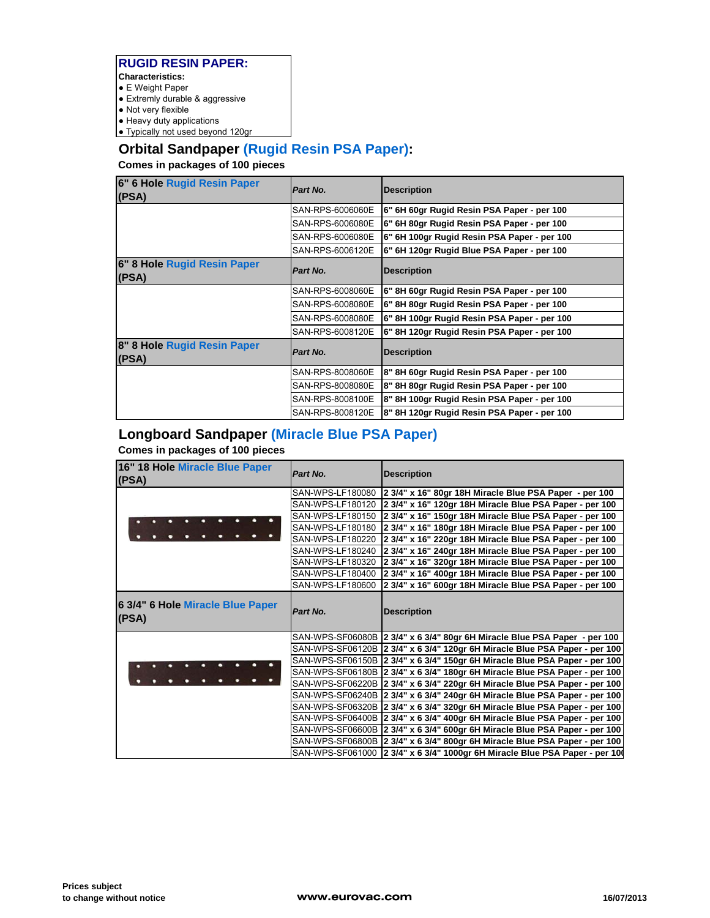## RUGID RESIN PAPER:

**Characteristics:**

- E Weight Paper
- Extremly durable & aggressive
- Not very flexible
- Heavy duty applications
- Typically not used beyond 120gr

## Orbital Sandpaper (Rugid Resin PSA Paper):

**Comes in packages of 100 pieces**

| 6" 6 Hole Rugid Resin Paper (PSA) | *Part No.* | Description |
|---|---|---|
| | SAN-RPS-6006060E | 6" 6H 60gr Rugid Resin PSA Paper - per 100 |
| | SAN-RPS-6006080E | 6" 6H 80gr Rugid Resin PSA Paper - per 100 |
| | SAN-RPS-6006080E | 6" 6H 100gr Rugid Resin PSA Paper - per 100 |
| | SAN-RPS-6006120E | 6" 6H 120gr Rugid Blue PSA Paper - per 100 |
| **6" 8 Hole Rugid Resin Paper (PSA)** | *Part No.* | **Description** |
| | SAN-RPS-6008060E | 6" 8H 60gr Rugid Resin PSA Paper - per 100 |
| | SAN-RPS-6008080E | 6" 8H 80gr Rugid Resin PSA Paper - per 100 |
| | SAN-RPS-6008080E | 6" 8H 100gr Rugid Resin PSA Paper - per 100 |
| | SAN-RPS-6008120E | 6" 8H 120gr Rugid Resin PSA Paper - per 100 |
| **8" 8 Hole Rugid Resin Paper (PSA)** | *Part No.* | **Description** |
| | SAN-RPS-8008060E | 8" 8H 60gr Rugid Resin PSA Paper - per 100 |
| | SAN-RPS-8008080E | 8" 8H 80gr Rugid Resin PSA Paper - per 100 |
| | SAN-RPS-8008100E | 8" 8H 100gr Rugid Resin PSA Paper - per 100 |
| | SAN-RPS-8008120E | 8" 8H 120gr Rugid Resin PSA Paper - per 100 |

## Longboard Sandpaper (Miracle Blue PSA Paper)

**Comes in packages of 100 pieces**

| 16" 18 Hole Miracle Blue Paper (PSA) | *Part No.* | Description |
|---|---|---|
| | SAN-WPS-LF180080 | 2 3/4" x 16" 80gr 18H Miracle Blue PSA Paper - per 100 |
| | SAN-WPS-LF180120 | 2 3/4" x 16" 120gr 18H Miracle Blue PSA Paper - per 100 |
| | SAN-WPS-LF180150 | 2 3/4" x 16" 150gr 18H Miracle Blue PSA Paper - per 100 |
| | SAN-WPS-LF180180 | 2 3/4" x 16" 180gr 18H Miracle Blue PSA Paper - per 100 |
| | SAN-WPS-LF180220 | 2 3/4" x 16" 220gr 18H Miracle Blue PSA Paper - per 100 |
| | SAN-WPS-LF180240 | 2 3/4" x 16" 240gr 18H Miracle Blue PSA Paper - per 100 |
| | SAN-WPS-LF180320 | 2 3/4" x 16" 320gr 18H Miracle Blue PSA Paper - per 100 |
| | SAN-WPS-LF180400 | 2 3/4" x 16" 400gr 18H Miracle Blue PSA Paper - per 100 |
| | SAN-WPS-LF180600 | 2 3/4" x 16" 600gr 18H Miracle Blue PSA Paper - per 100 |
| **6 3/4" 6 Hole Miracle Blue Paper (PSA)** | *Part No.* | **Description** |
| | SAN-WPS-SF06080B | 2 3/4" x 6 3/4" 80gr 6H Miracle Blue PSA Paper - per 100 |
| | SAN-WPS-SF06120B | 2 3/4" x 6 3/4" 120gr 6H Miracle Blue PSA Paper - per 100 |
| | SAN-WPS-SF06150B | 2 3/4" x 6 3/4" 150gr 6H Miracle Blue PSA Paper - per 100 |
| | SAN-WPS-SF06180B | 2 3/4" x 6 3/4" 180gr 6H Miracle Blue PSA Paper - per 100 |
| | SAN-WPS-SF06220B | 2 3/4" x 6 3/4" 220gr 6H Miracle Blue PSA Paper - per 100 |
| | SAN-WPS-SF06240B | 2 3/4" x 6 3/4" 240gr 6H Miracle Blue PSA Paper - per 100 |
| | SAN-WPS-SF06320B | 2 3/4" x 6 3/4" 320gr 6H Miracle Blue PSA Paper - per 100 |
| | SAN-WPS-SF06400B | 2 3/4" x 6 3/4" 400gr 6H Miracle Blue PSA Paper - per 100 |
| | SAN-WPS-SF06600B | 2 3/4" x 6 3/4" 600gr 6H Miracle Blue PSA Paper - per 100 |
| | SAN-WPS-SF06800B | 2 3/4" x 6 3/4" 800gr 6H Miracle Blue PSA Paper - per 100 |
| | SAN-WPS-SF061000 | 2 3/4" x 6 3/4" 1000gr 6H Miracle Blue PSA Paper - per 100 |

Prices subject to change without notice

www.eurovac.com

16/07/2013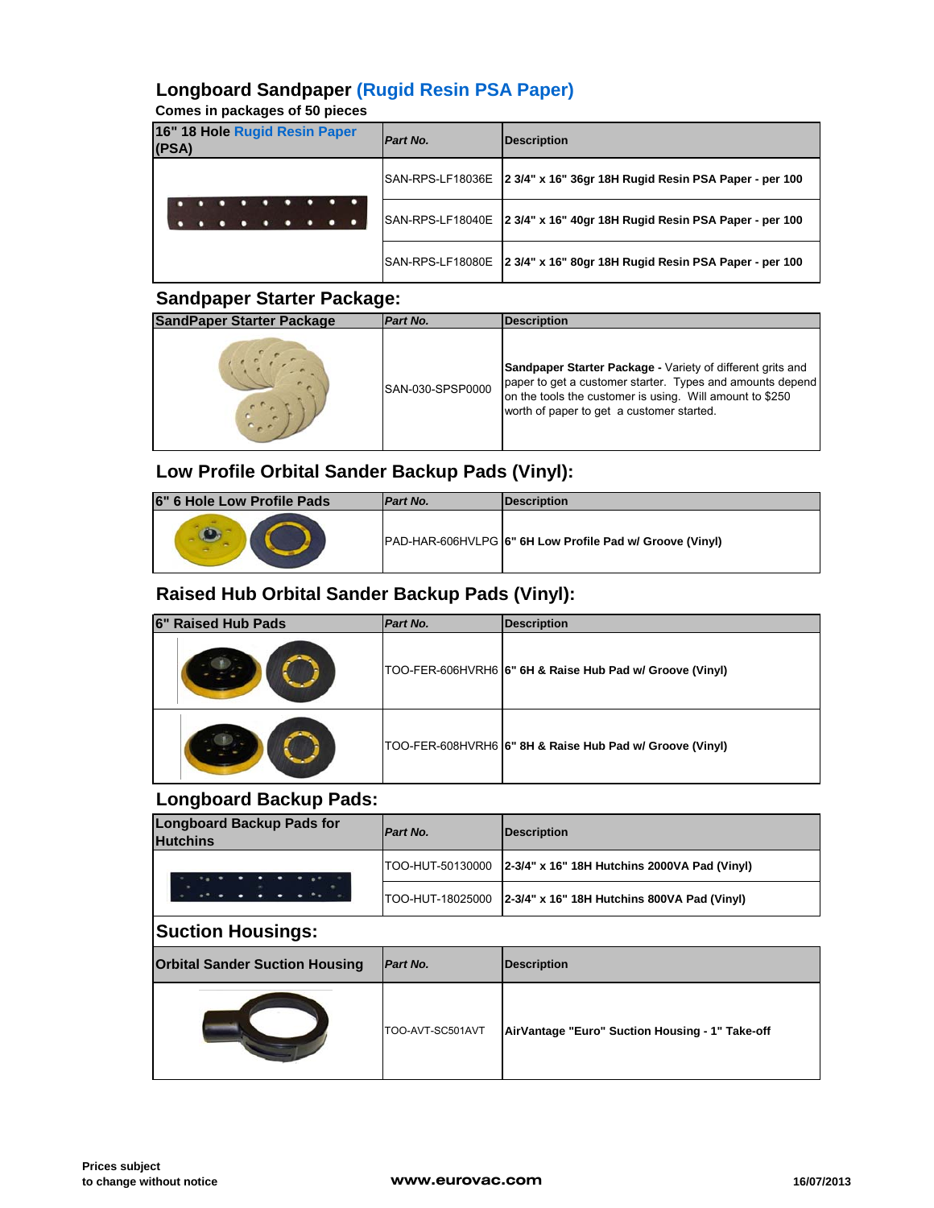## Longboard Sandpaper (Rugid Resin PSA Paper)

**Comes in packages of 50 pieces**

| 16" 18 Hole Rugid Resin Paper (PSA) | *Part No.* | Description |
|---|---|---|
| | SAN-RPS-LF18036E | **2 3/4" x 16" 36gr 18H Rugid Resin PSA Paper - per 100** |
| | SAN-RPS-LF18040E | **2 3/4" x 16" 40gr 18H Rugid Resin PSA Paper - per 100** |
| | SAN-RPS-LF18080E | **2 3/4" x 16" 80gr 18H Rugid Resin PSA Paper - per 100** |

## Sandpaper Starter Package:

| SandPaper Starter Package | *Part No.* | Description |
|---|---|---|
| | SAN-030-SPSP0000 | **Sandpaper Starter Package -** Variety of different grits and paper to get a customer starter. Types and amounts depend on the tools the customer is using. Will amount to $250 worth of paper to get a customer started. |

## Low Profile Orbital Sander Backup Pads (Vinyl):

| 6" 6 Hole Low Profile Pads | *Part No.* | Description |
|---|---|---|
| | PAD-HAR-606HVLPG | **6" 6H Low Profile Pad w/ Groove (Vinyl)** |

## Raised Hub Orbital Sander Backup Pads (Vinyl):

| 6" Raised Hub Pads | *Part No.* | Description |
|---|---|---|
| | TOO-FER-606HVRH6 | **6" 6H & Raise Hub Pad w/ Groove (Vinyl)** |
| | TOO-FER-608HVRH6 | **6" 8H & Raise Hub Pad w/ Groove (Vinyl)** |

## Longboard Backup Pads:

| Longboard Backup Pads for Hutchins | *Part No.* | Description |
|---|---|---|
| | TOO-HUT-50130000 | **2-3/4" x 16" 18H Hutchins 2000VA Pad (Vinyl)** |
| | TOO-HUT-18025000 | **2-3/4" x 16" 18H Hutchins 800VA Pad (Vinyl)** |

## Suction Housings:

| Orbital Sander Suction Housing | *Part No.* | Description |
|---|---|---|
| | TOO-AVT-SC501AVT | **AirVantage "Euro" Suction Housing - 1" Take-off** |

**Prices subject to change without notice**

**www.eurovac.com**

**16/07/2013**